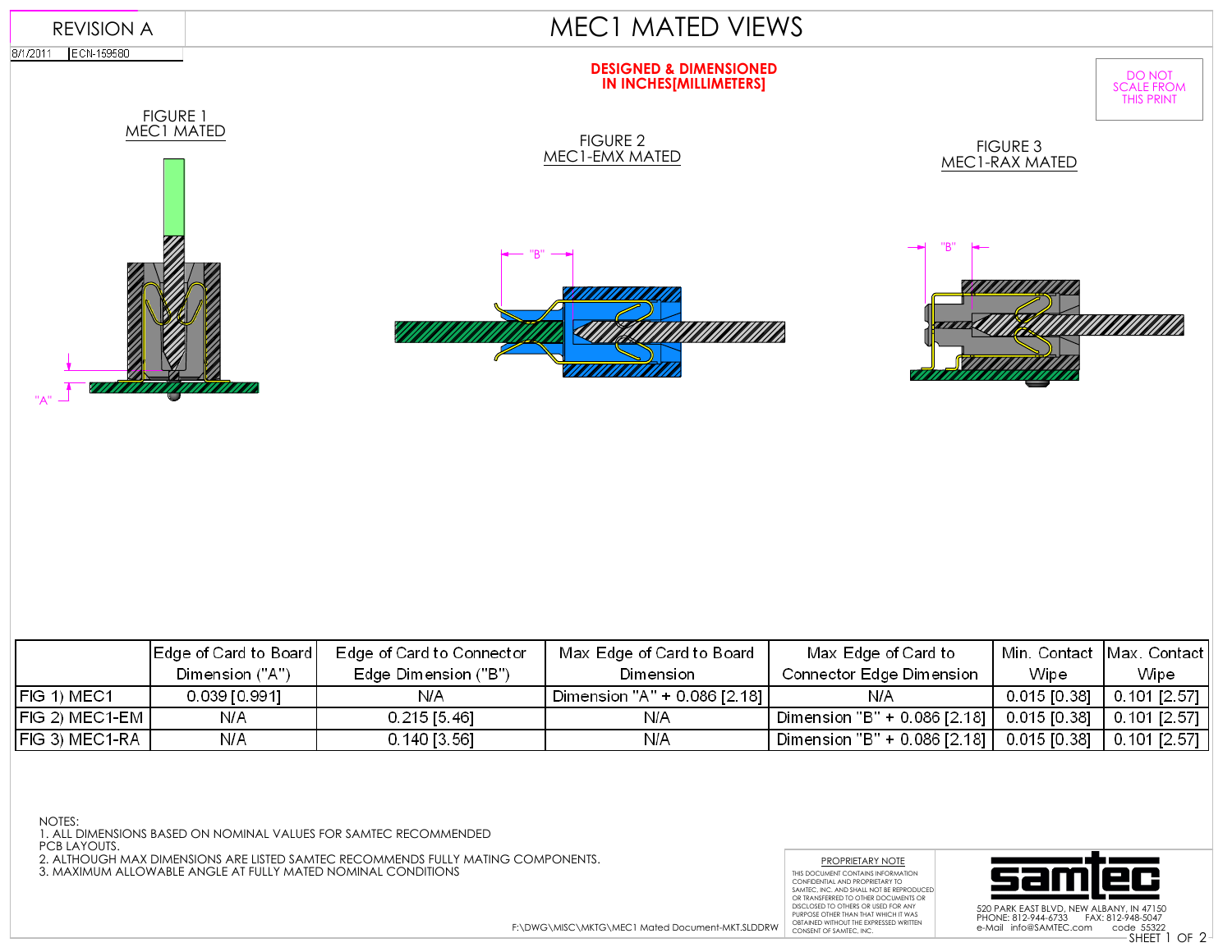REVISION A

8/1/2011 | ECN-159580

# MEC1 MATED VIEWS

**DESIGNED & DIMENSIONED IN INCHES[MILLIMETERS]**

DO NOT SCALE FROM THIS PRINT

FIGURE 1
MEC1 MATED

"A"

FIGURE 2
MEC1-EMX MATED

"B"

FIGURE 3
MEC1-RAX MATED

"B"

| | Edge of Card to Board Dimension ("A") | Edge of Card to Connector Edge Dimension ("B") | Max Edge of Card to Board Dimension | Max Edge of Card to Connector Edge Dimension | Min. Contact Wipe | Max. Contact Wipe |
|---|---|---|---|---|---|---|
| FIG 1) MEC1 | 0.039 [0.991] | N/A | Dimension "A" + 0.086 [2.18] | N/A | 0.015 [0.38] | 0.101 [2.57] |
| FIG 2) MEC1-EM | N/A | 0.215 [5.46] | N/A | Dimension "B" + 0.086 [2.18] | 0.015 [0.38] | 0.101 [2.57] |
| FIG 3) MEC1-RA | N/A | 0.140 [3.56] | N/A | Dimension "B" + 0.086 [2.18] | 0.015 [0.38] | 0.101 [2.57] |

NOTES:
1. ALL DIMENSIONS BASED ON NOMINAL VALUES FOR SAMTEC RECOMMENDED PCB LAYOUTS.
2. ALTHOUGH MAX DIMENSIONS ARE LISTED SAMTEC RECOMMENDS FULLY MATING COMPONENTS.
3. MAXIMUM ALLOWABLE ANGLE AT FULLY MATED NOMINAL CONDITIONS

F:\DWG\MISC\MKTG\MEC1 Mated Document-MKT.SLDDRW

PROPRIETARY NOTE
THIS DOCUMENT CONTAINS INFORMATION CONFIDENTIAL AND PROPRIETARY TO SAMTEC, INC. AND SHALL NOT BE REPRODUCED OR TRANSFERRED TO OTHER DOCUMENTS OR DISCLOSED TO OTHERS OR USED FOR ANY PURPOSE OTHER THAN THAT WHICH IT WAS OBTAINED WITHOUT THE EXPRESSED WRITTEN CONSENT OF SAMTEC, INC.

samtec
520 PARK EAST BLVD, NEW ALBANY, IN 47150
PHONE: 812-944-6733 FAX: 812-948-5047
e-Mail info@SAMTEC.com code 55322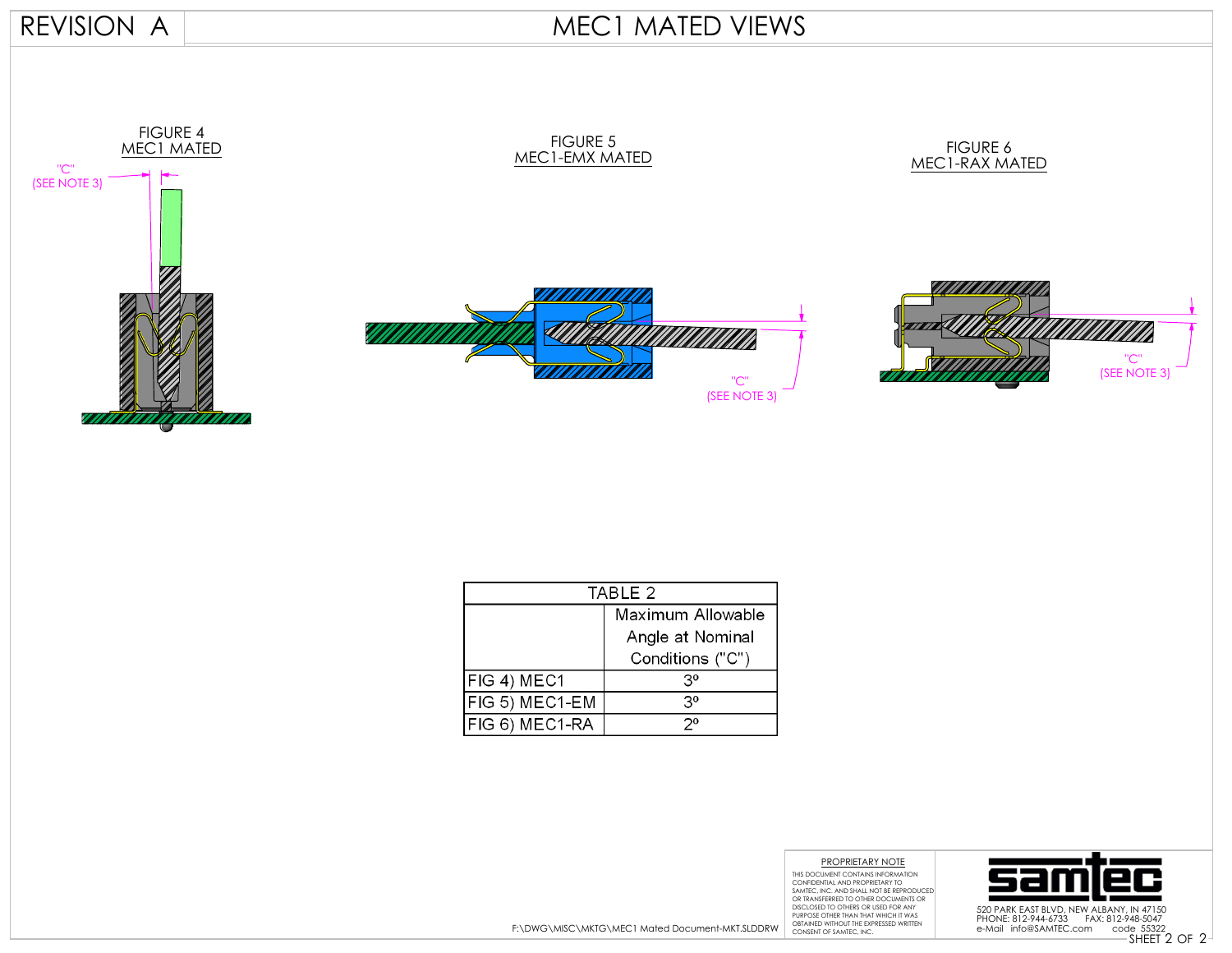REVISION A

# MEC1 MATED VIEWS

FIGURE 4
MEC1 MATED

"C"
(SEE NOTE 3)

FIGURE 5
MEC1-EMX MATED

"C"
(SEE NOTE 3)

FIGURE 6
MEC1-RAX MATED

"C"
(SEE NOTE 3)

| TABLE 2 | |
|---|---|
| | Maximum Allowable Angle at Nominal Conditions ("C") |
| FIG 4) MEC1 | 3º |
| FIG 5) MEC1-EM | 3º |
| FIG 6) MEC1-RA | 2º |

F:\DWG\MISC\MKTG\MEC1 Mated Document-MKT.SLDDRW

PROPRIETARY NOTE

THIS DOCUMENT CONTAINS INFORMATION CONFIDENTIAL AND PROPRIETARY TO SAMTEC, INC. AND SHALL NOT BE REPRODUCED OR TRANSFERRED TO OTHER DOCUMENTS OR DISCLOSED TO OTHERS OR USED FOR ANY PURPOSE OTHER THAN THAT WHICH IT WAS OBTAINED WITHOUT THE EXPRESSED WRITTEN CONSENT OF SAMTEC, INC.

samtec

520 PARK EAST BLVD, NEW ALBANY, IN 47150
PHONE: 812-944-6733 FAX: 812-948-5047
e-Mail info@SAMTEC.com code 55322